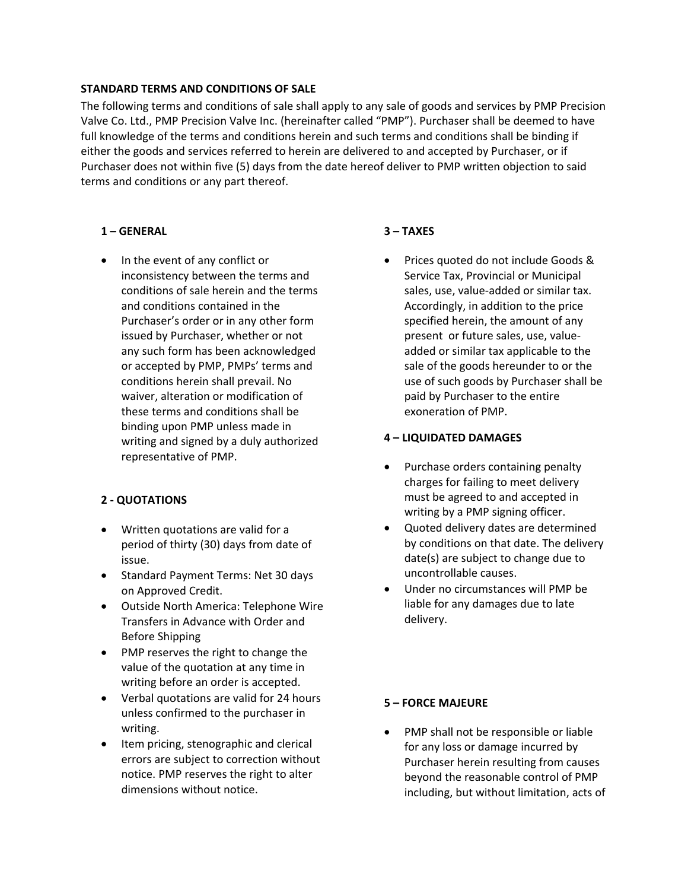## STANDARD TERMS AND CONDITIONS OF SALE

The following terms and conditions of sale shall apply to any sale of goods and services by PMP Precision Valve Co. Ltd., PMP Precision Valve Inc. (hereinafter called "PMP"). Purchaser shall be deemed to have full knowledge of the terms and conditions herein and such terms and conditions shall be binding if either the goods and services referred to herein are delivered to and accepted by Purchaser, or if Purchaser does not within five (5) days from the date hereof deliver to PMP written objection to said terms and conditions or any part thereof.

### 1 – GENERAL

- In the event of any conflict or inconsistency between the terms and conditions of sale herein and the terms and conditions contained in the Purchaser's order or in any other form issued by Purchaser, whether or not any such form has been acknowledged or accepted by PMP, PMPs' terms and conditions herein shall prevail. No waiver, alteration or modification of these terms and conditions shall be binding upon PMP unless made in writing and signed by a duly authorized representative of PMP.

### 2 - QUOTATIONS

- Written quotations are valid for a period of thirty (30) days from date of issue.
- Standard Payment Terms: Net 30 days on Approved Credit.
- Outside North America: Telephone Wire Transfers in Advance with Order and Before Shipping
- PMP reserves the right to change the value of the quotation at any time in writing before an order is accepted.
- Verbal quotations are valid for 24 hours unless confirmed to the purchaser in writing.
- Item pricing, stenographic and clerical errors are subject to correction without notice. PMP reserves the right to alter dimensions without notice.

### 3 – TAXES

- Prices quoted do not include Goods & Service Tax, Provincial or Municipal sales, use, value-added or similar tax. Accordingly, in addition to the price specified herein, the amount of any present or future sales, use, value-added or similar tax applicable to the sale of the goods hereunder to or the use of such goods by Purchaser shall be paid by Purchaser to the entire exoneration of PMP.

### 4 – LIQUIDATED DAMAGES

- Purchase orders containing penalty charges for failing to meet delivery must be agreed to and accepted in writing by a PMP signing officer.
- Quoted delivery dates are determined by conditions on that date. The delivery date(s) are subject to change due to uncontrollable causes.
- Under no circumstances will PMP be liable for any damages due to late delivery.

### 5 – FORCE MAJEURE

- PMP shall not be responsible or liable for any loss or damage incurred by Purchaser herein resulting from causes beyond the reasonable control of PMP including, but without limitation, acts of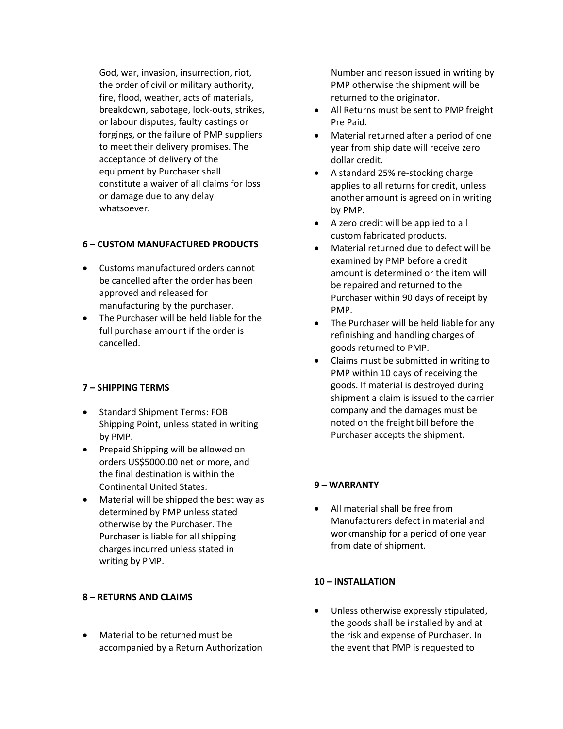God, war, invasion, insurrection, riot, the order of civil or military authority, fire, flood, weather, acts of materials, breakdown, sabotage, lock-outs, strikes, or labour disputes, faulty castings or forgings, or the failure of PMP suppliers to meet their delivery promises. The acceptance of delivery of the equipment by Purchaser shall constitute a waiver of all claims for loss or damage due to any delay whatsoever.

**6 – CUSTOM MANUFACTURED PRODUCTS**

- Customs manufactured orders cannot be cancelled after the order has been approved and released for manufacturing by the purchaser.
- The Purchaser will be held liable for the full purchase amount if the order is cancelled.

**7 – SHIPPING TERMS**

- Standard Shipment Terms: FOB Shipping Point, unless stated in writing by PMP.
- Prepaid Shipping will be allowed on orders US$5000.00 net or more, and the final destination is within the Continental United States.
- Material will be shipped the best way as determined by PMP unless stated otherwise by the Purchaser. The Purchaser is liable for all shipping charges incurred unless stated in writing by PMP.

**8 – RETURNS AND CLAIMS**

- Material to be returned must be accompanied by a Return Authorization Number and reason issued in writing by PMP otherwise the shipment will be returned to the originator.
- All Returns must be sent to PMP freight Pre Paid.
- Material returned after a period of one year from ship date will receive zero dollar credit.
- A standard 25% re-stocking charge applies to all returns for credit, unless another amount is agreed on in writing by PMP.
- A zero credit will be applied to all custom fabricated products.
- Material returned due to defect will be examined by PMP before a credit amount is determined or the item will be repaired and returned to the Purchaser within 90 days of receipt by PMP.
- The Purchaser will be held liable for any refinishing and handling charges of goods returned to PMP.
- Claims must be submitted in writing to PMP within 10 days of receiving the goods. If material is destroyed during shipment a claim is issued to the carrier company and the damages must be noted on the freight bill before the Purchaser accepts the shipment.

**9 – WARRANTY**

- All material shall be free from Manufacturers defect in material and workmanship for a period of one year from date of shipment.

**10 – INSTALLATION**

- Unless otherwise expressly stipulated, the goods shall be installed by and at the risk and expense of Purchaser. In the event that PMP is requested to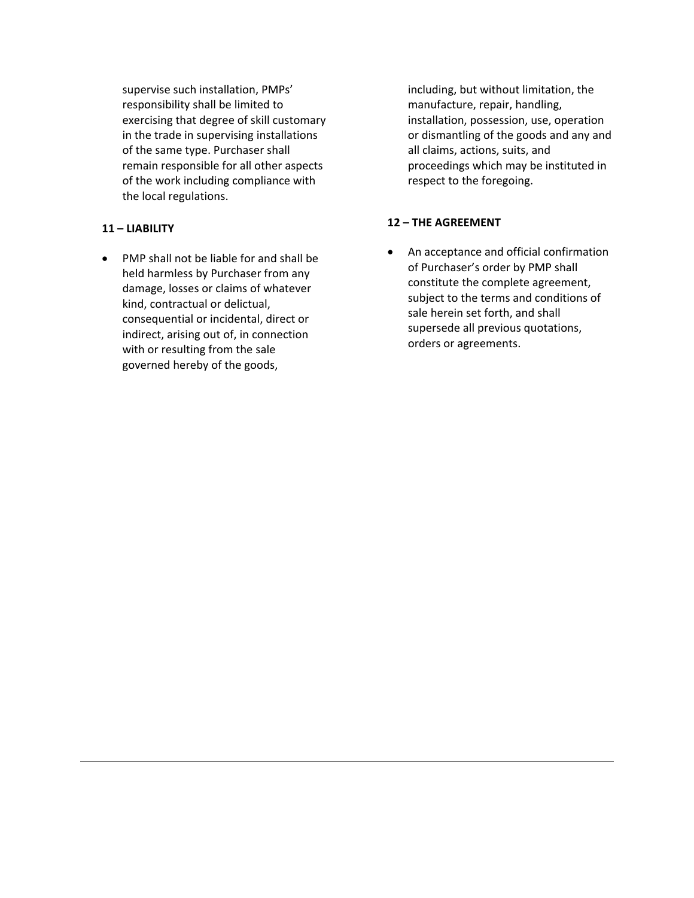supervise such installation, PMPs' responsibility shall be limited to exercising that degree of skill customary in the trade in supervising installations of the same type. Purchaser shall remain responsible for all other aspects of the work including compliance with the local regulations.

**11 – LIABILITY**

- PMP shall not be liable for and shall be held harmless by Purchaser from any damage, losses or claims of whatever kind, contractual or delictual, consequential or incidental, direct or indirect, arising out of, in connection with or resulting from the sale governed hereby of the goods, including, but without limitation, the manufacture, repair, handling, installation, possession, use, operation or dismantling of the goods and any and all claims, actions, suits, and proceedings which may be instituted in respect to the foregoing.

**12 – THE AGREEMENT**

- An acceptance and official confirmation of Purchaser's order by PMP shall constitute the complete agreement, subject to the terms and conditions of sale herein set forth, and shall supersede all previous quotations, orders or agreements.